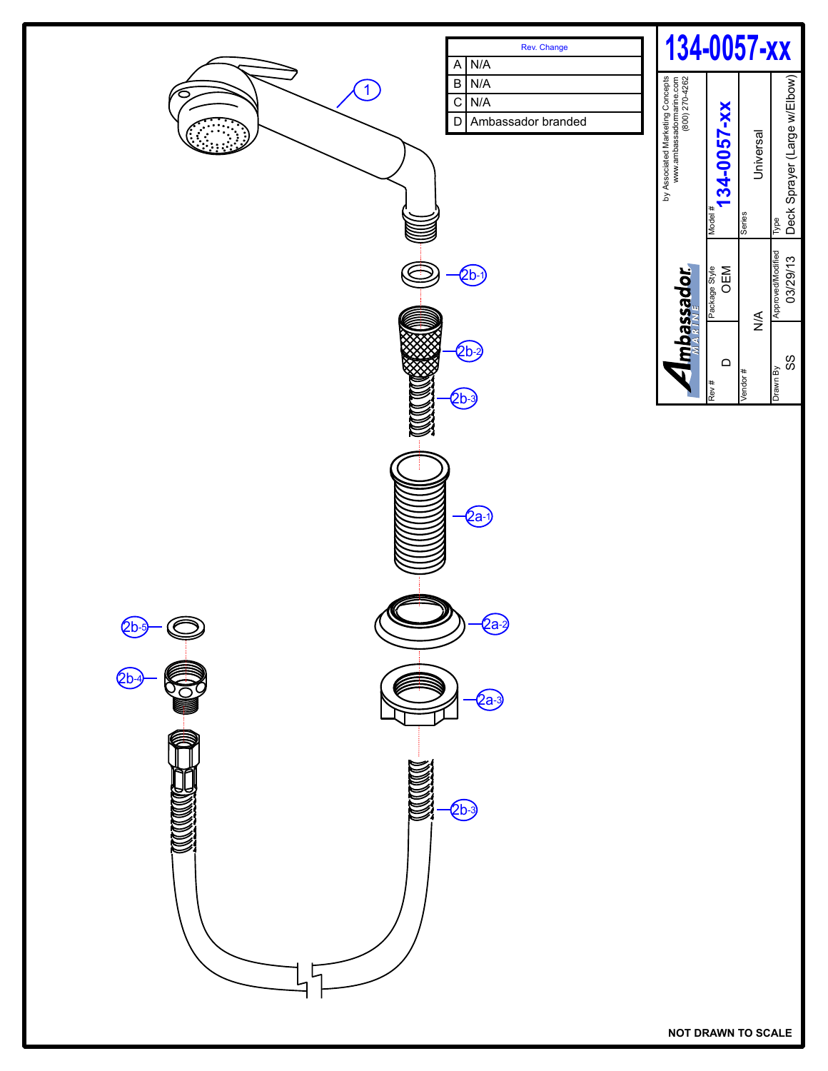# 134-0057-xx

| Rev. | Change |
|---|---|
| A | N/A |
| B | N/A |
| C | N/A |
| D | Ambassador branded |

by Associated Marketing Concepts
www.ambassadormarine.com
(800) 270-4262

Ambassador MARINE

| Rev # | Package Style | Model # |
|---|---|---|
| D | OEM | 134-0057-xx |

| Vendor # | Series |
|---|---|
| N/A | Universal |

| Drawn By | Approved/Modified | Type |
|---|---|---|
| SS | 03/29/13 | Deck Sprayer (Large w/Elbow) |

1

2b-1

2b-2

2b-3

2a-1

2a-2

2b-5

2b-4

2a-3

2b-3

**NOT DRAWN TO SCALE**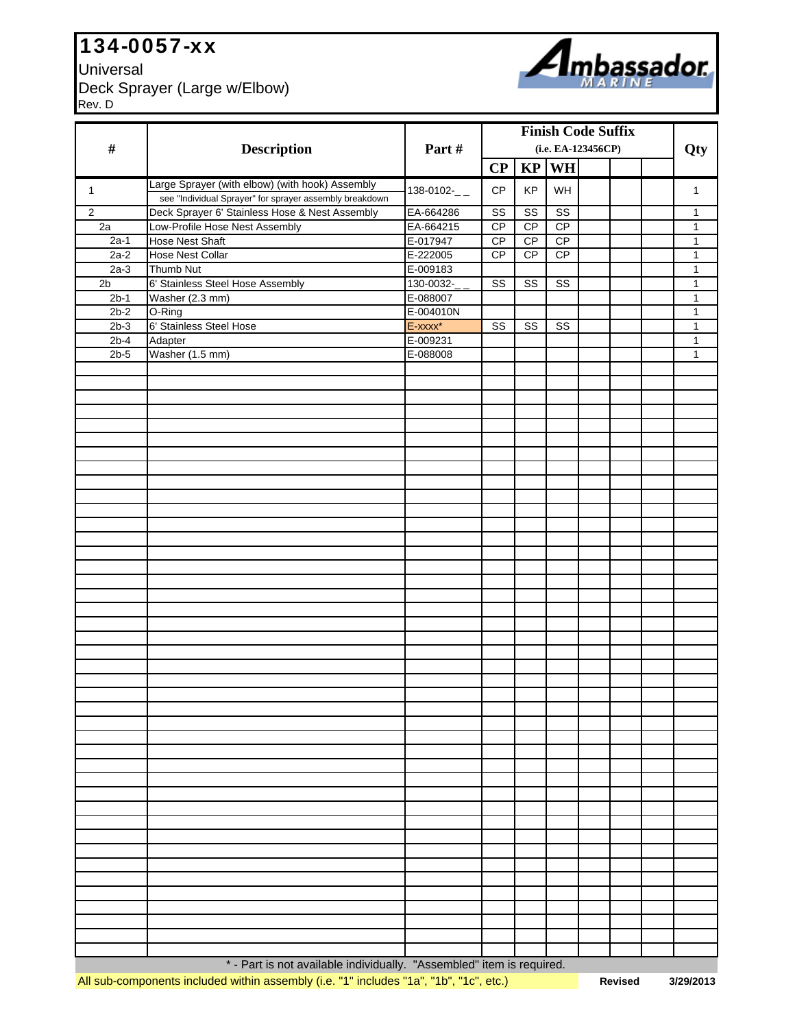# 134-0057-xx

Universal

Deck Sprayer (Large w/Elbow)

Rev. D

Ambassador MARINE

| # | Description | Part # | Finish Code Suffix (i.e. EA-123456CP) | | | | | | Qty |
|---|---|---|---|---|---|---|---|---|---|
| | | | CP | KP | WH | | | | |
| 1 | Large Sprayer (with elbow) (with hook) Assembly<br>see "Individual Sprayer" for sprayer assembly breakdown | 138-0102-_ _ | CP | KP | WH | | | | 1 |
| 2 | Deck Sprayer 6' Stainless Hose & Nest Assembly | EA-664286 | SS | SS | SS | | | | 1 |
| 2a | Low-Profile Hose Nest Assembly | EA-664215 | CP | CP | CP | | | | 1 |
| 2a-1 | Hose Nest Shaft | E-017947 | CP | CP | CP | | | | 1 |
| 2a-2 | Hose Nest Collar | E-222005 | CP | CP | CP | | | | 1 |
| 2a-3 | Thumb Nut | E-009183 | | | | | | | 1 |
| 2b | 6' Stainless Steel Hose Assembly | 130-0032-_ _ | SS | SS | SS | | | | 1 |
| 2b-1 | Washer (2.3 mm) | E-088007 | | | | | | | 1 |
| 2b-2 | O-Ring | E-004010N | | | | | | | 1 |
| 2b-3 | 6' Stainless Steel Hose | E-xxxx* | SS | SS | SS | | | | 1 |
| 2b-4 | Adapter | E-009231 | | | | | | | 1 |
| 2b-5 | Washer (1.5 mm) | E-088008 | | | | | | | 1 |

* - Part is not available individually. "Assembled" item is required.

All sub-components included within assembly (i.e. "1" includes "1a", "1b", "1c", etc.)

**Revised** **3/29/2013**